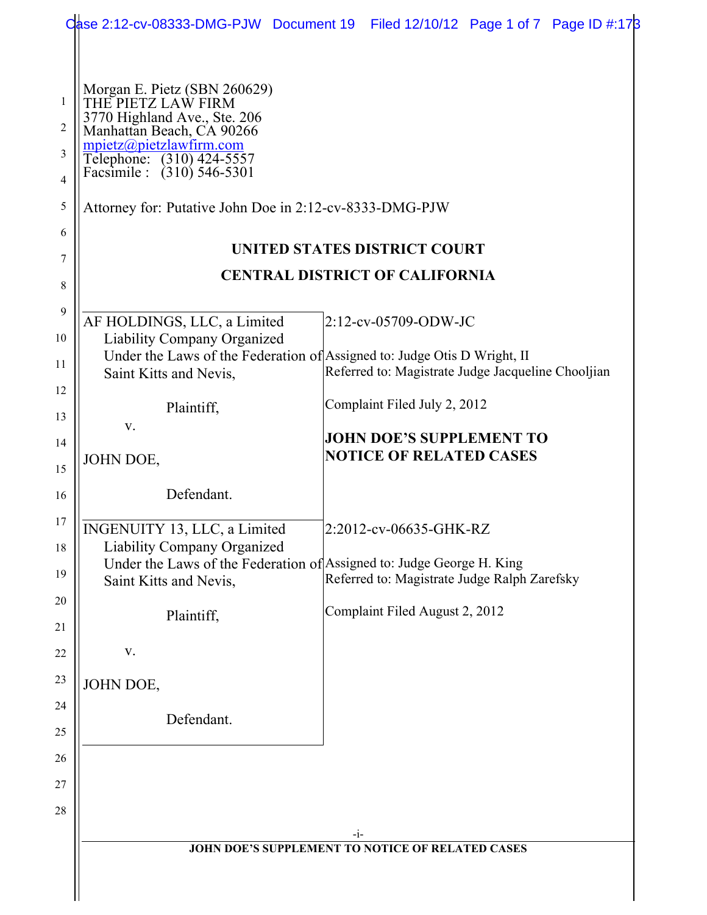Morgan E. Pietz (SBN 260629)
THE PIETZ LAW FIRM
3770 Highland Ave., Ste. 206
Manhattan Beach, CA 90266
mpietz@pietzlawfirm.com
Telephone: (310) 424-5557
Facsimile : (310) 546-5301

Attorney for: Putative John Doe in 2:12-cv-8333-DMG-PJW

**UNITED STATES DISTRICT COURT**

**CENTRAL DISTRICT OF CALIFORNIA**

| | |
|---|---|
| AF HOLDINGS, LLC, a Limited Liability Company Organized Under the Laws of the Federation of Saint Kitts and Nevis,<br><br>Plaintiff,<br><br>v.<br><br>JOHN DOE,<br><br>Defendant. | 2:12-cv-05709-ODW-JC<br><br>Assigned to: Judge Otis D Wright, II<br>Referred to: Magistrate Judge Jacqueline Chooljian<br><br>Complaint Filed July 2, 2012<br><br>**JOHN DOE'S SUPPLEMENT TO NOTICE OF RELATED CASES** |
| INGENUITY 13, LLC, a Limited Liability Company Organized Under the Laws of the Federation of Saint Kitts and Nevis,<br><br>Plaintiff,<br><br>v.<br><br>JOHN DOE,<br><br>Defendant. | 2:2012-cv-06635-GHK-RZ<br><br>Assigned to: Judge George H. King<br>Referred to: Magistrate Judge Ralph Zarefsky<br><br>Complaint Filed August 2, 2012 |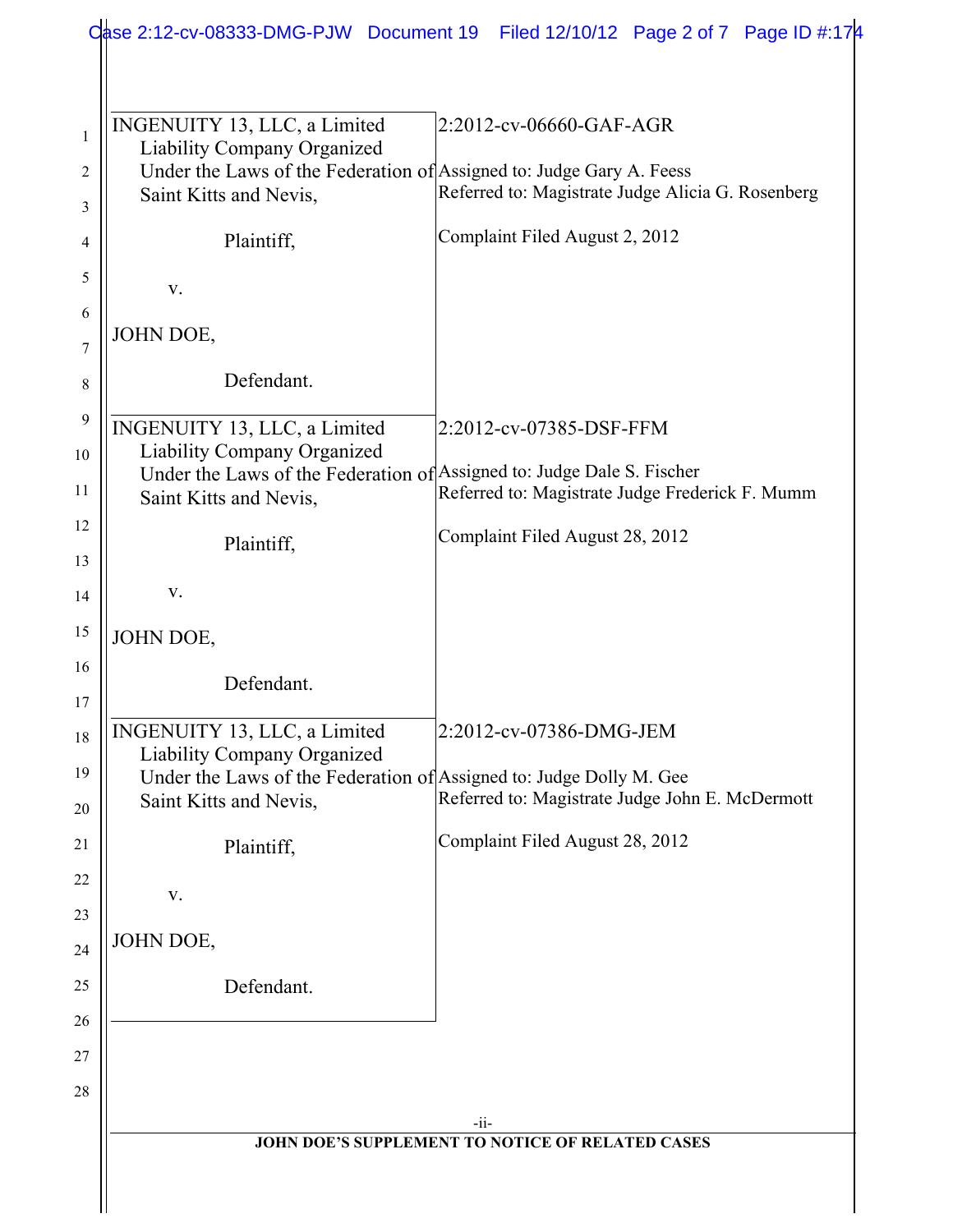| | |
|---|---|
| INGENUITY 13, LLC, a Limited Liability Company Organized Under the Laws of the Federation of Saint Kitts and Nevis,<br><br>Plaintiff,<br><br>v.<br><br>JOHN DOE,<br><br>Defendant. | 2:2012-cv-06660-GAF-AGR<br><br>Assigned to: Judge Gary A. Feess<br>Referred to: Magistrate Judge Alicia G. Rosenberg<br><br>Complaint Filed August 2, 2012 |
| INGENUITY 13, LLC, a Limited Liability Company Organized Under the Laws of the Federation of Saint Kitts and Nevis,<br><br>Plaintiff,<br><br>v.<br><br>JOHN DOE,<br><br>Defendant. | 2:2012-cv-07385-DSF-FFM<br><br>Assigned to: Judge Dale S. Fischer<br>Referred to: Magistrate Judge Frederick F. Mumm<br><br>Complaint Filed August 28, 2012 |
| INGENUITY 13, LLC, a Limited Liability Company Organized Under the Laws of the Federation of Saint Kitts and Nevis,<br><br>Plaintiff,<br><br>v.<br><br>JOHN DOE,<br><br>Defendant. | 2:2012-cv-07386-DMG-JEM<br><br>Assigned to: Judge Dolly M. Gee<br>Referred to: Magistrate Judge John E. McDermott<br><br>Complaint Filed August 28, 2012 |

**JOHN DOE'S SUPPLEMENT TO NOTICE OF RELATED CASES**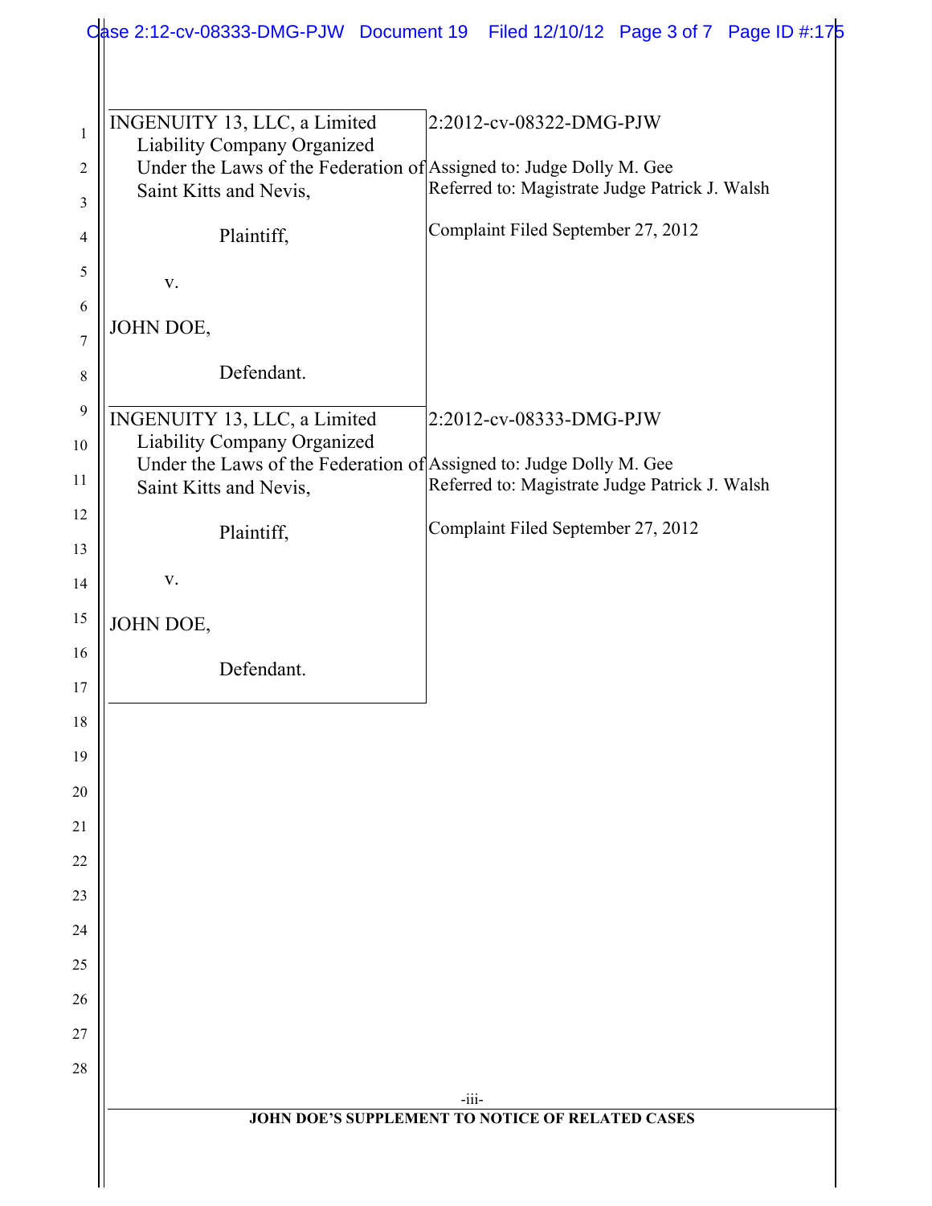| INGENUITY 13, LLC, a Limited Liability Company Organized Under the Laws of the Federation of Saint Kitts and Nevis,<br><br>Plaintiff,<br><br>v.<br><br>JOHN DOE,<br><br>Defendant. | 2:2012-cv-08322-DMG-PJW<br><br>Assigned to: Judge Dolly M. Gee<br>Referred to: Magistrate Judge Patrick J. Walsh<br><br>Complaint Filed September 27, 2012 |
|---|---|
| INGENUITY 13, LLC, a Limited Liability Company Organized Under the Laws of the Federation of Saint Kitts and Nevis,<br><br>Plaintiff,<br><br>v.<br><br>JOHN DOE,<br><br>Defendant. | 2:2012-cv-08333-DMG-PJW<br><br>Assigned to: Judge Dolly M. Gee<br>Referred to: Magistrate Judge Patrick J. Walsh<br><br>Complaint Filed September 27, 2012 |

**JOHN DOE'S SUPPLEMENT TO NOTICE OF RELATED CASES**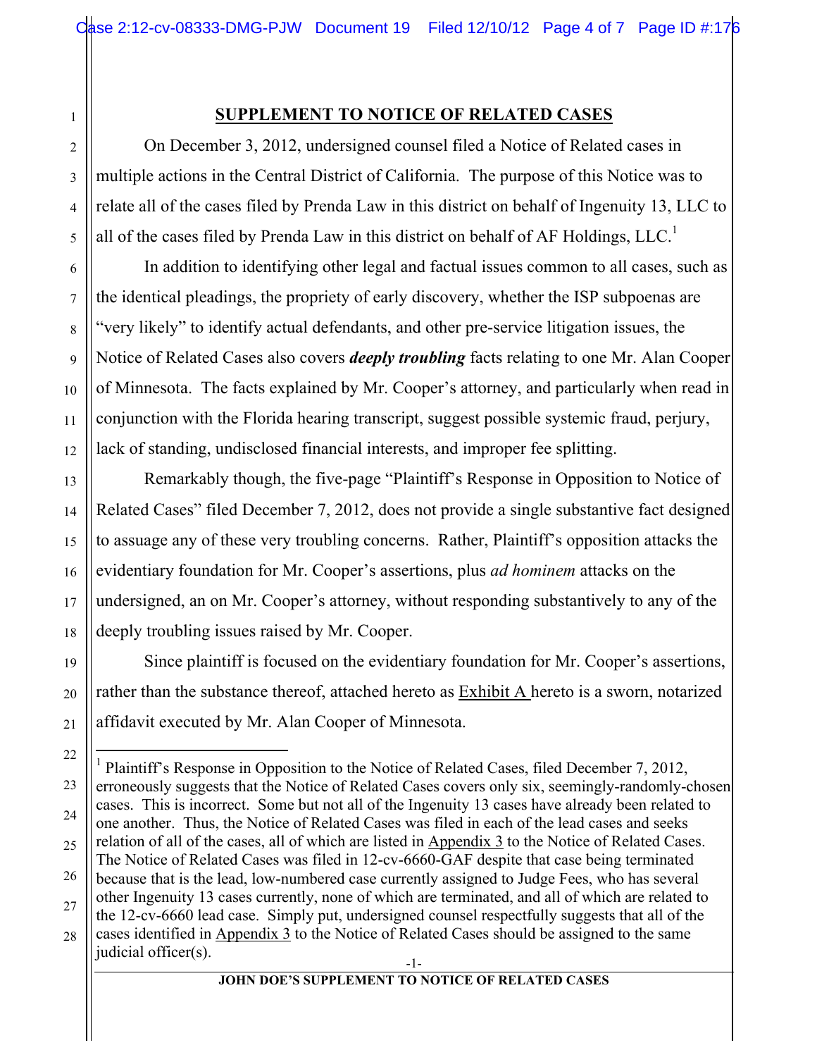## SUPPLEMENT TO NOTICE OF RELATED CASES

On December 3, 2012, undersigned counsel filed a Notice of Related cases in multiple actions in the Central District of California. The purpose of this Notice was to relate all of the cases filed by Prenda Law in this district on behalf of Ingenuity 13, LLC to all of the cases filed by Prenda Law in this district on behalf of AF Holdings, LLC.[1]

In addition to identifying other legal and factual issues common to all cases, such as the identical pleadings, the propriety of early discovery, whether the ISP subpoenas are "very likely" to identify actual defendants, and other pre-service litigation issues, the Notice of Related Cases also covers ***deeply troubling*** facts relating to one Mr. Alan Cooper of Minnesota. The facts explained by Mr. Cooper's attorney, and particularly when read in conjunction with the Florida hearing transcript, suggest possible systemic fraud, perjury, lack of standing, undisclosed financial interests, and improper fee splitting.

Remarkably though, the five-page "Plaintiff's Response in Opposition to Notice of Related Cases" filed December 7, 2012, does not provide a single substantive fact designed to assuage any of these very troubling concerns. Rather, Plaintiff's opposition attacks the evidentiary foundation for Mr. Cooper's assertions, plus *ad hominem* attacks on the undersigned, an on Mr. Cooper's attorney, without responding substantively to any of the deeply troubling issues raised by Mr. Cooper.

Since plaintiff is focused on the evidentiary foundation for Mr. Cooper's assertions, rather than the substance thereof, attached hereto as Exhibit A hereto is a sworn, notarized affidavit executed by Mr. Alan Cooper of Minnesota.

---

[1] Plaintiff's Response in Opposition to the Notice of Related Cases, filed December 7, 2012, erroneously suggests that the Notice of Related Cases covers only six, seemingly-randomly-chosen cases. This is incorrect. Some but not all of the Ingenuity 13 cases have already been related to one another. Thus, the Notice of Related Cases was filed in each of the lead cases and seeks relation of all of the cases, all of which are listed in Appendix 3 to the Notice of Related Cases. The Notice of Related Cases was filed in 12-cv-6660-GAF despite that case being terminated because that is the lead, low-numbered case currently assigned to Judge Fees, who has several other Ingenuity 13 cases currently, none of which are terminated, and all of which are related to the 12-cv-6660 lead case. Simply put, undersigned counsel respectfully suggests that all of the cases identified in Appendix 3 to the Notice of Related Cases should be assigned to the same judicial officer(s).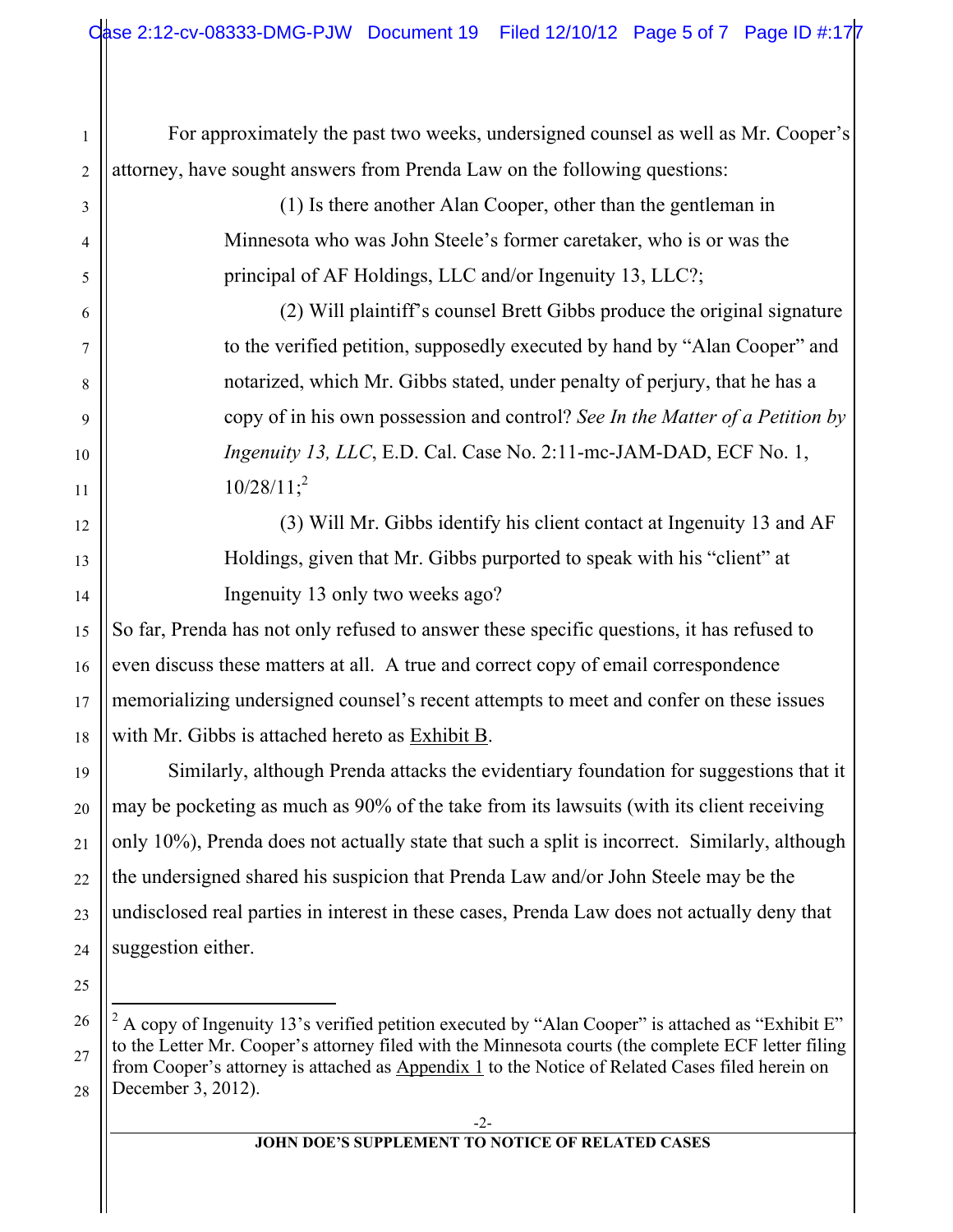For approximately the past two weeks, undersigned counsel as well as Mr. Cooper's attorney, have sought answers from Prenda Law on the following questions:

> (1) Is there another Alan Cooper, other than the gentleman in Minnesota who was John Steele's former caretaker, who is or was the principal of AF Holdings, LLC and/or Ingenuity 13, LLC?;
>
> (2) Will plaintiff's counsel Brett Gibbs produce the original signature to the verified petition, supposedly executed by hand by "Alan Cooper" and notarized, which Mr. Gibbs stated, under penalty of perjury, that he has a copy of in his own possession and control? *See In the Matter of a Petition by Ingenuity 13, LLC*, E.D. Cal. Case No. 2:11-mc-JAM-DAD, ECF No. 1, 10/28/11;[2]
>
> (3) Will Mr. Gibbs identify his client contact at Ingenuity 13 and AF Holdings, given that Mr. Gibbs purported to speak with his "client" at Ingenuity 13 only two weeks ago?

So far, Prenda has not only refused to answer these specific questions, it has refused to even discuss these matters at all. A true and correct copy of email correspondence memorializing undersigned counsel's recent attempts to meet and confer on these issues with Mr. Gibbs is attached hereto as Exhibit B.

Similarly, although Prenda attacks the evidentiary foundation for suggestions that it may be pocketing as much as 90% of the take from its lawsuits (with its client receiving only 10%), Prenda does not actually state that such a split is incorrect. Similarly, although the undersigned shared his suspicion that Prenda Law and/or John Steele may be the undisclosed real parties in interest in these cases, Prenda Law does not actually deny that suggestion either.

---

[2] A copy of Ingenuity 13's verified petition executed by "Alan Cooper" is attached as "Exhibit E" to the Letter Mr. Cooper's attorney filed with the Minnesota courts (the complete ECF letter filing from Cooper's attorney is attached as Appendix 1 to the Notice of Related Cases filed herein on December 3, 2012).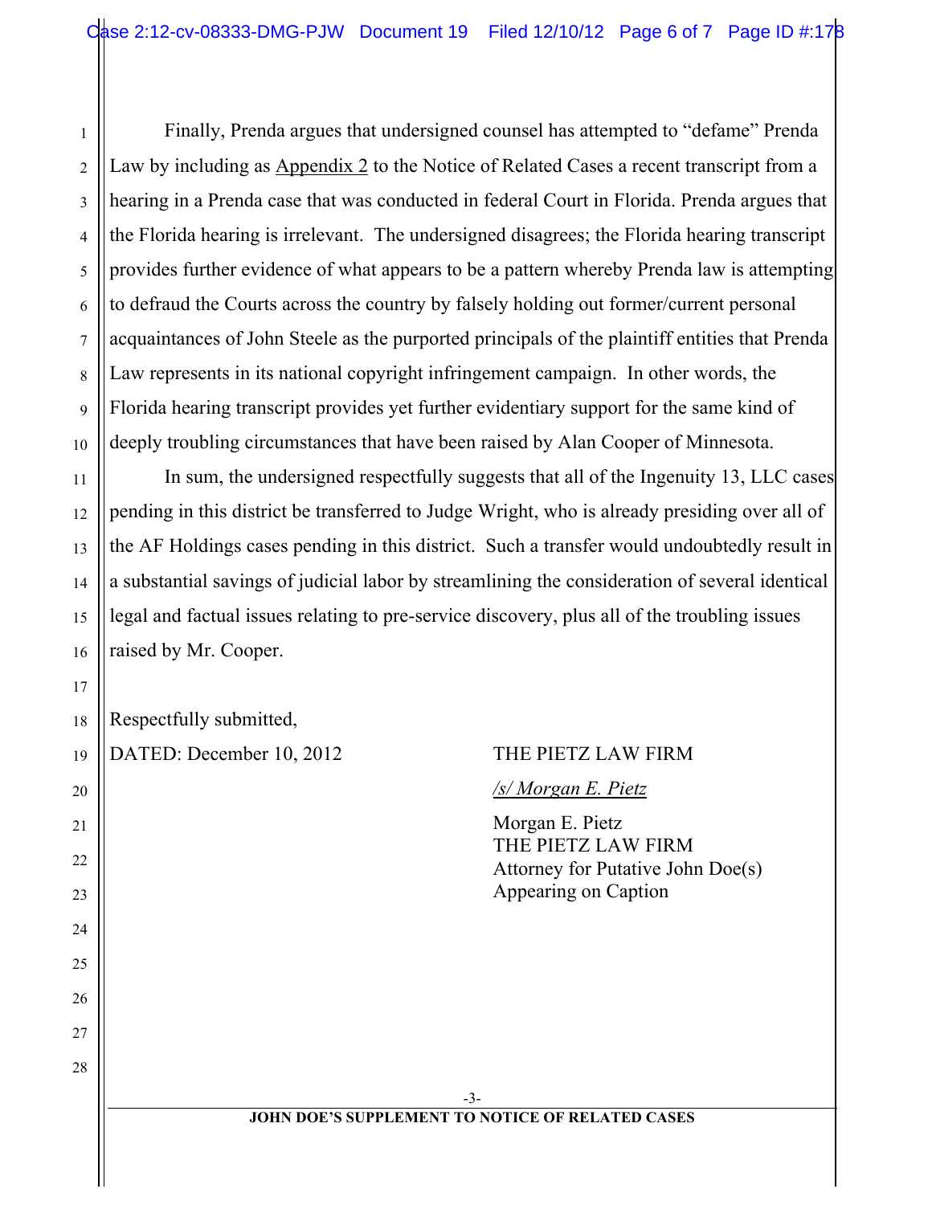Finally, Prenda argues that undersigned counsel has attempted to "defame" Prenda Law by including as Appendix 2 to the Notice of Related Cases a recent transcript from a hearing in a Prenda case that was conducted in federal Court in Florida. Prenda argues that the Florida hearing is irrelevant. The undersigned disagrees; the Florida hearing transcript provides further evidence of what appears to be a pattern whereby Prenda law is attempting to defraud the Courts across the country by falsely holding out former/current personal acquaintances of John Steele as the purported principals of the plaintiff entities that Prenda Law represents in its national copyright infringement campaign. In other words, the Florida hearing transcript provides yet further evidentiary support for the same kind of deeply troubling circumstances that have been raised by Alan Cooper of Minnesota.

In sum, the undersigned respectfully suggests that all of the Ingenuity 13, LLC cases pending in this district be transferred to Judge Wright, who is already presiding over all of the AF Holdings cases pending in this district. Such a transfer would undoubtedly result in a substantial savings of judicial labor by streamlining the consideration of several identical legal and factual issues relating to pre-service discovery, plus all of the troubling issues raised by Mr. Cooper.

Respectfully submitted,

DATED: December 10, 2012

THE PIETZ LAW FIRM

*/s/ Morgan E. Pietz*

Morgan E. Pietz
THE PIETZ LAW FIRM
Attorney for Putative John Doe(s)
Appearing on Caption

**JOHN DOE'S SUPPLEMENT TO NOTICE OF RELATED CASES**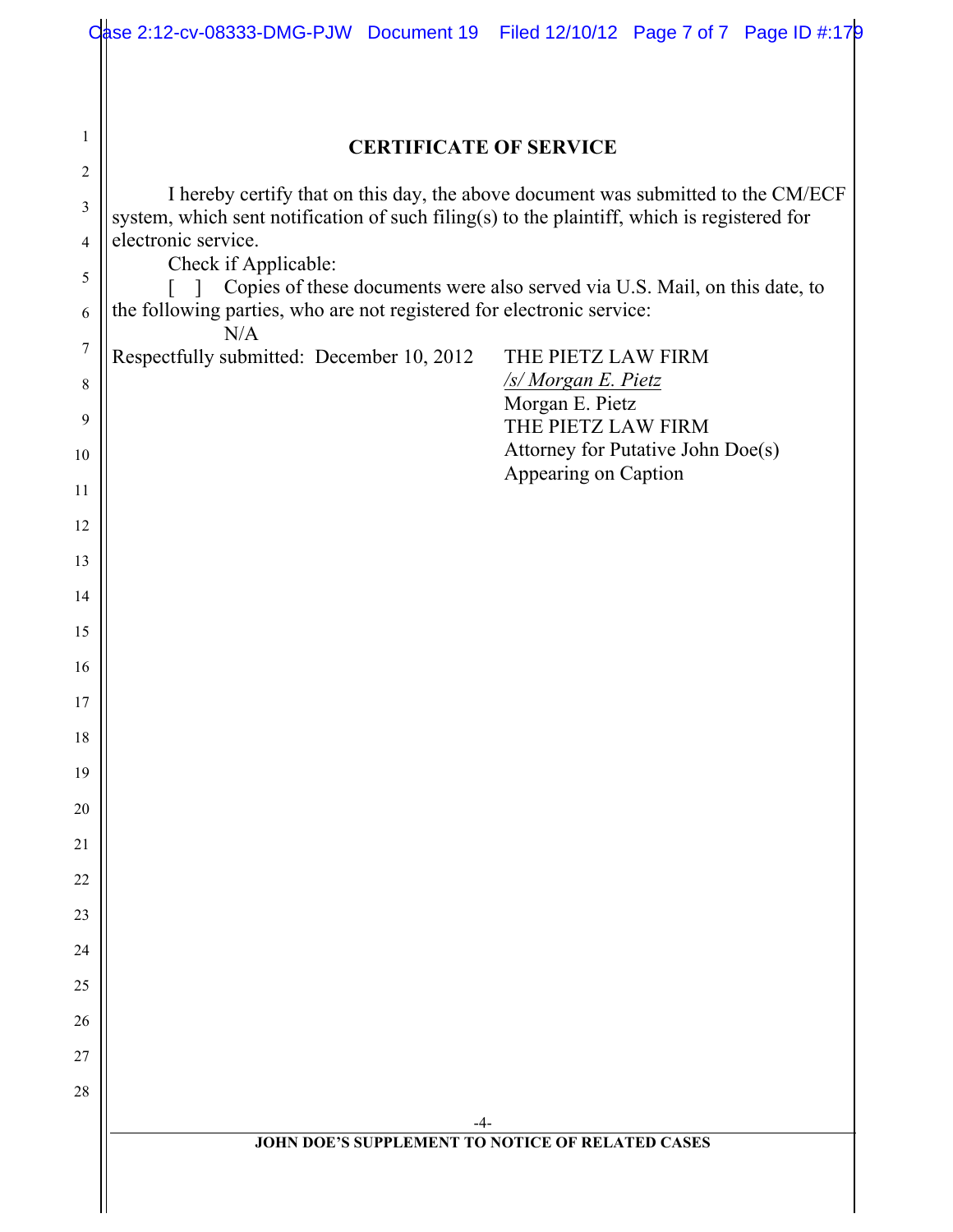## CERTIFICATE OF SERVICE

I hereby certify that on this day, the above document was submitted to the CM/ECF system, which sent notification of such filing(s) to the plaintiff, which is registered for electronic service.

Check if Applicable:

[ ] Copies of these documents were also served via U.S. Mail, on this date, to the following parties, who are not registered for electronic service:

N/A

Respectfully submitted: December 10, 2012

THE PIETZ LAW FIRM

*/s/ Morgan E. Pietz*

Morgan E. Pietz
THE PIETZ LAW FIRM
Attorney for Putative John Doe(s)
Appearing on Caption